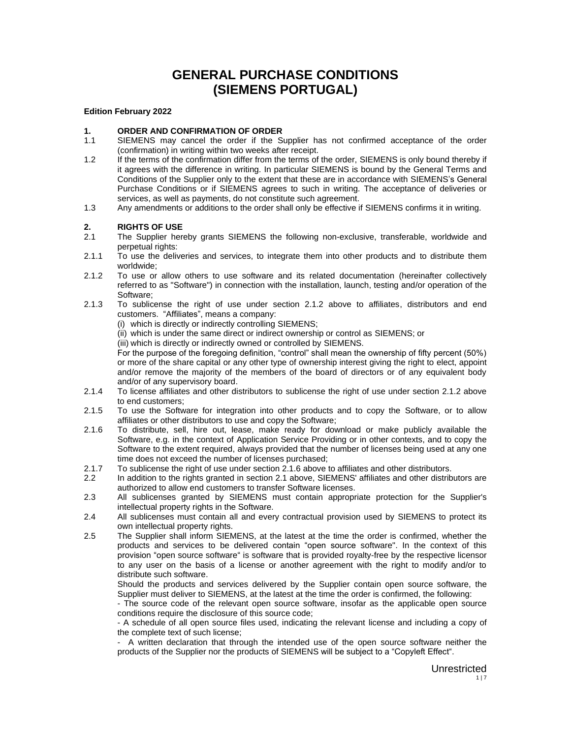# GENERAL PURCHASE CONDITIONS (SIEMENS PORTUGAL)

**Edition February 2022**

## 1. ORDER AND CONFIRMATION OF ORDER

1.1 SIEMENS may cancel the order if the Supplier has not confirmed acceptance of the order (confirmation) in writing within two weeks after receipt.

1.2 If the terms of the confirmation differ from the terms of the order, SIEMENS is only bound thereby if it agrees with the difference in writing. In particular SIEMENS is bound by the General Terms and Conditions of the Supplier only to the extent that these are in accordance with SIEMENS's General Purchase Conditions or if SIEMENS agrees to such in writing. The acceptance of deliveries or services, as well as payments, do not constitute such agreement.

1.3 Any amendments or additions to the order shall only be effective if SIEMENS confirms it in writing.

## 2. RIGHTS OF USE

2.1 The Supplier hereby grants SIEMENS the following non-exclusive, transferable, worldwide and perpetual rights:

2.1.1 To use the deliveries and services, to integrate them into other products and to distribute them worldwide;

2.1.2 To use or allow others to use software and its related documentation (hereinafter collectively referred to as "Software") in connection with the installation, launch, testing and/or operation of the Software;

2.1.3 To sublicense the right of use under section 2.1.2 above to affiliates, distributors and end customers. "Affiliates", means a company:

(i) which is directly or indirectly controlling SIEMENS;

(ii) which is under the same direct or indirect ownership or control as SIEMENS; or

(iii) which is directly or indirectly owned or controlled by SIEMENS.

For the purpose of the foregoing definition, "control" shall mean the ownership of fifty percent (50%) or more of the share capital or any other type of ownership interest giving the right to elect, appoint and/or remove the majority of the members of the board of directors or of any equivalent body and/or of any supervisory board.

2.1.4 To license affiliates and other distributors to sublicense the right of use under section 2.1.2 above to end customers;

2.1.5 To use the Software for integration into other products and to copy the Software, or to allow affiliates or other distributors to use and copy the Software;

2.1.6 To distribute, sell, hire out, lease, make ready for download or make publicly available the Software, e.g. in the context of Application Service Providing or in other contexts, and to copy the Software to the extent required, always provided that the number of licenses being used at any one time does not exceed the number of licenses purchased;

2.1.7 To sublicense the right of use under section 2.1.6 above to affiliates and other distributors.

2.2 In addition to the rights granted in section 2.1 above, SIEMENS' affiliates and other distributors are authorized to allow end customers to transfer Software licenses.

2.3 All sublicenses granted by SIEMENS must contain appropriate protection for the Supplier's intellectual property rights in the Software.

2.4 All sublicenses must contain all and every contractual provision used by SIEMENS to protect its own intellectual property rights.

2.5 The Supplier shall inform SIEMENS, at the latest at the time the order is confirmed, whether the products and services to be delivered contain "open source software". In the context of this provision "open source software" is software that is provided royalty-free by the respective licensor to any user on the basis of a license or another agreement with the right to modify and/or to distribute such software.

Should the products and services delivered by the Supplier contain open source software, the Supplier must deliver to SIEMENS, at the latest at the time the order is confirmed, the following:

- The source code of the relevant open source software, insofar as the applicable open source conditions require the disclosure of this source code;
- A schedule of all open source files used, indicating the relevant license and including a copy of the complete text of such license;
- A written declaration that through the intended use of the open source software neither the products of the Supplier nor the products of SIEMENS will be subject to a "Copyleft Effect".

Unrestricted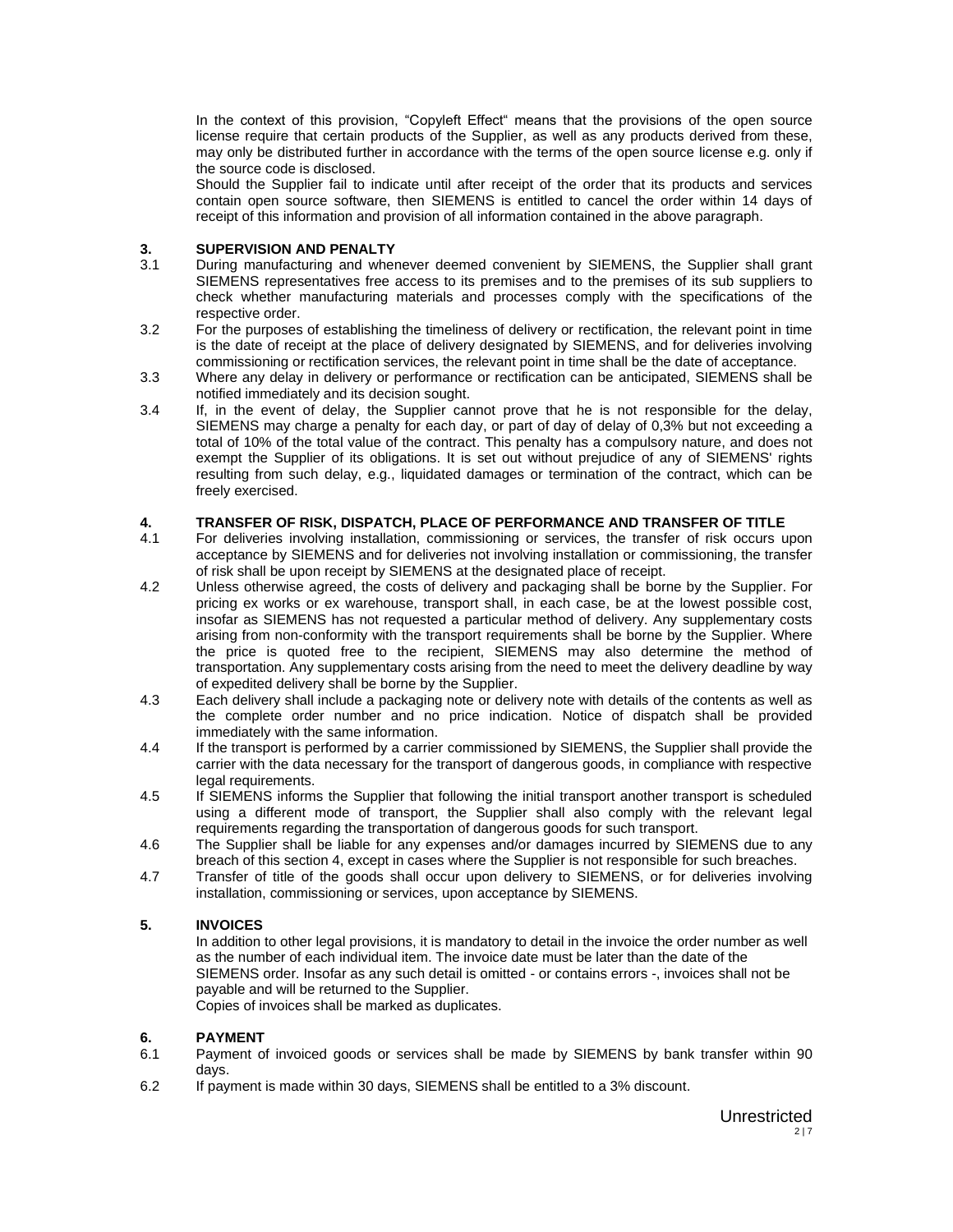In the context of this provision, “Copyleft Effect“ means that the provisions of the open source license require that certain products of the Supplier, as well as any products derived from these, may only be distributed further in accordance with the terms of the open source license e.g. only if the source code is disclosed.

Should the Supplier fail to indicate until after receipt of the order that its products and services contain open source software, then SIEMENS is entitled to cancel the order within 14 days of receipt of this information and provision of all information contained in the above paragraph.

## 3. SUPERVISION AND PENALTY

3.1 During manufacturing and whenever deemed convenient by SIEMENS, the Supplier shall grant SIEMENS representatives free access to its premises and to the premises of its sub suppliers to check whether manufacturing materials and processes comply with the specifications of the respective order.

3.2 For the purposes of establishing the timeliness of delivery or rectification, the relevant point in time is the date of receipt at the place of delivery designated by SIEMENS, and for deliveries involving commissioning or rectification services, the relevant point in time shall be the date of acceptance.

3.3 Where any delay in delivery or performance or rectification can be anticipated, SIEMENS shall be notified immediately and its decision sought.

3.4 If, in the event of delay, the Supplier cannot prove that he is not responsible for the delay, SIEMENS may charge a penalty for each day, or part of day of delay of 0,3% but not exceeding a total of 10% of the total value of the contract. This penalty has a compulsory nature, and does not exempt the Supplier of its obligations. It is set out without prejudice of any of SIEMENS' rights resulting from such delay, e.g., liquidated damages or termination of the contract, which can be freely exercised.

## 4. TRANSFER OF RISK, DISPATCH, PLACE OF PERFORMANCE AND TRANSFER OF TITLE

4.1 For deliveries involving installation, commissioning or services, the transfer of risk occurs upon acceptance by SIEMENS and for deliveries not involving installation or commissioning, the transfer of risk shall be upon receipt by SIEMENS at the designated place of receipt.

4.2 Unless otherwise agreed, the costs of delivery and packaging shall be borne by the Supplier. For pricing ex works or ex warehouse, transport shall, in each case, be at the lowest possible cost, insofar as SIEMENS has not requested a particular method of delivery. Any supplementary costs arising from non-conformity with the transport requirements shall be borne by the Supplier. Where the price is quoted free to the recipient, SIEMENS may also determine the method of transportation. Any supplementary costs arising from the need to meet the delivery deadline by way of expedited delivery shall be borne by the Supplier.

4.3 Each delivery shall include a packaging note or delivery note with details of the contents as well as the complete order number and no price indication. Notice of dispatch shall be provided immediately with the same information.

4.4 If the transport is performed by a carrier commissioned by SIEMENS, the Supplier shall provide the carrier with the data necessary for the transport of dangerous goods, in compliance with respective legal requirements.

4.5 If SIEMENS informs the Supplier that following the initial transport another transport is scheduled using a different mode of transport, the Supplier shall also comply with the relevant legal requirements regarding the transportation of dangerous goods for such transport.

4.6 The Supplier shall be liable for any expenses and/or damages incurred by SIEMENS due to any breach of this section 4, except in cases where the Supplier is not responsible for such breaches.

4.7 Transfer of title of the goods shall occur upon delivery to SIEMENS, or for deliveries involving installation, commissioning or services, upon acceptance by SIEMENS.

## 5. INVOICES

In addition to other legal provisions, it is mandatory to detail in the invoice the order number as well as the number of each individual item. The invoice date must be later than the date of the SIEMENS order. Insofar as any such detail is omitted - or contains errors -, invoices shall not be payable and will be returned to the Supplier.

Copies of invoices shall be marked as duplicates.

## 6. PAYMENT

6.1 Payment of invoiced goods or services shall be made by SIEMENS by bank transfer within 90 days.

6.2 If payment is made within 30 days, SIEMENS shall be entitled to a 3% discount.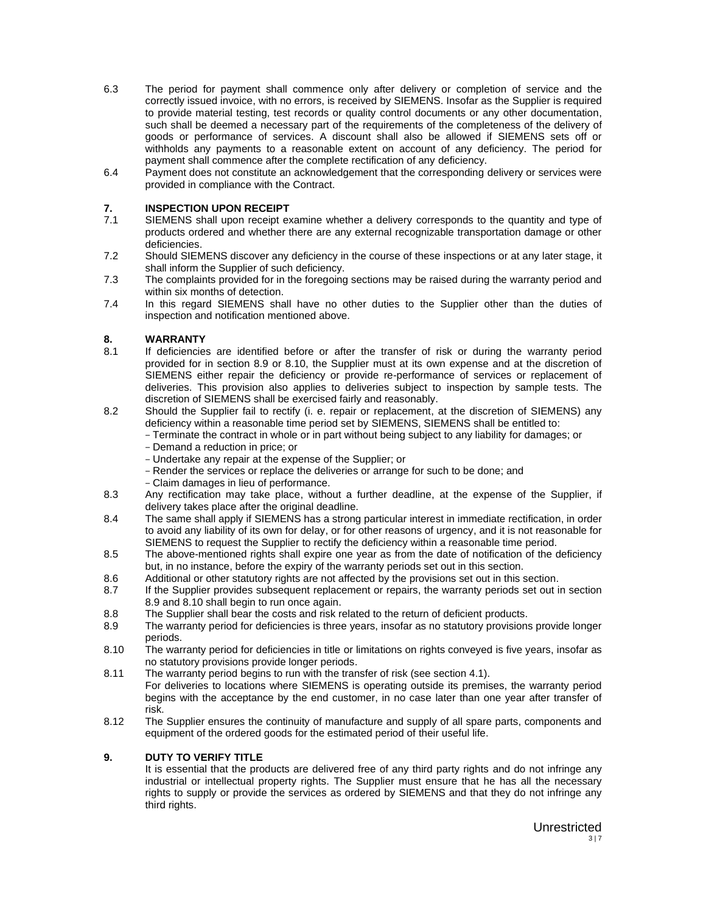6.3 The period for payment shall commence only after delivery or completion of service and the correctly issued invoice, with no errors, is received by SIEMENS. Insofar as the Supplier is required to provide material testing, test records or quality control documents or any other documentation, such shall be deemed a necessary part of the requirements of the completeness of the delivery of goods or performance of services. A discount shall also be allowed if SIEMENS sets off or withholds any payments to a reasonable extent on account of any deficiency. The period for payment shall commence after the complete rectification of any deficiency.

6.4 Payment does not constitute an acknowledgement that the corresponding delivery or services were provided in compliance with the Contract.

## 7. INSPECTION UPON RECEIPT

7.1 SIEMENS shall upon receipt examine whether a delivery corresponds to the quantity and type of products ordered and whether there are any external recognizable transportation damage or other deficiencies.

7.2 Should SIEMENS discover any deficiency in the course of these inspections or at any later stage, it shall inform the Supplier of such deficiency.

7.3 The complaints provided for in the foregoing sections may be raised during the warranty period and within six months of detection.

7.4 In this regard SIEMENS shall have no other duties to the Supplier other than the duties of inspection and notification mentioned above.

## 8. WARRANTY

8.1 If deficiencies are identified before or after the transfer of risk or during the warranty period provided for in section 8.9 or 8.10, the Supplier must at its own expense and at the discretion of SIEMENS either repair the deficiency or provide re-performance of services or replacement of deliveries. This provision also applies to deliveries subject to inspection by sample tests. The discretion of SIEMENS shall be exercised fairly and reasonably.

8.2 Should the Supplier fail to rectify (i. e. repair or replacement, at the discretion of SIEMENS) any deficiency within a reasonable time period set by SIEMENS, SIEMENS shall be entitled to:
- Terminate the contract in whole or in part without being subject to any liability for damages; or
- Demand a reduction in price; or
- Undertake any repair at the expense of the Supplier; or
- Render the services or replace the deliveries or arrange for such to be done; and
- Claim damages in lieu of performance.

8.3 Any rectification may take place, without a further deadline, at the expense of the Supplier, if delivery takes place after the original deadline.

8.4 The same shall apply if SIEMENS has a strong particular interest in immediate rectification, in order to avoid any liability of its own for delay, or for other reasons of urgency, and it is not reasonable for SIEMENS to request the Supplier to rectify the deficiency within a reasonable time period.

8.5 The above-mentioned rights shall expire one year as from the date of notification of the deficiency but, in no instance, before the expiry of the warranty periods set out in this section.

8.6 Additional or other statutory rights are not affected by the provisions set out in this section.

8.7 If the Supplier provides subsequent replacement or repairs, the warranty periods set out in section 8.9 and 8.10 shall begin to run once again.

8.8 The Supplier shall bear the costs and risk related to the return of deficient products.

8.9 The warranty period for deficiencies is three years, insofar as no statutory provisions provide longer periods.

8.10 The warranty period for deficiencies in title or limitations on rights conveyed is five years, insofar as no statutory provisions provide longer periods.

8.11 The warranty period begins to run with the transfer of risk (see section 4.1).
For deliveries to locations where SIEMENS is operating outside its premises, the warranty period begins with the acceptance by the end customer, in no case later than one year after transfer of risk.

8.12 The Supplier ensures the continuity of manufacture and supply of all spare parts, components and equipment of the ordered goods for the estimated period of their useful life.

## 9. DUTY TO VERIFY TITLE

It is essential that the products are delivered free of any third party rights and do not infringe any industrial or intellectual property rights. The Supplier must ensure that he has all the necessary rights to supply or provide the services as ordered by SIEMENS and that they do not infringe any third rights.

Unrestricted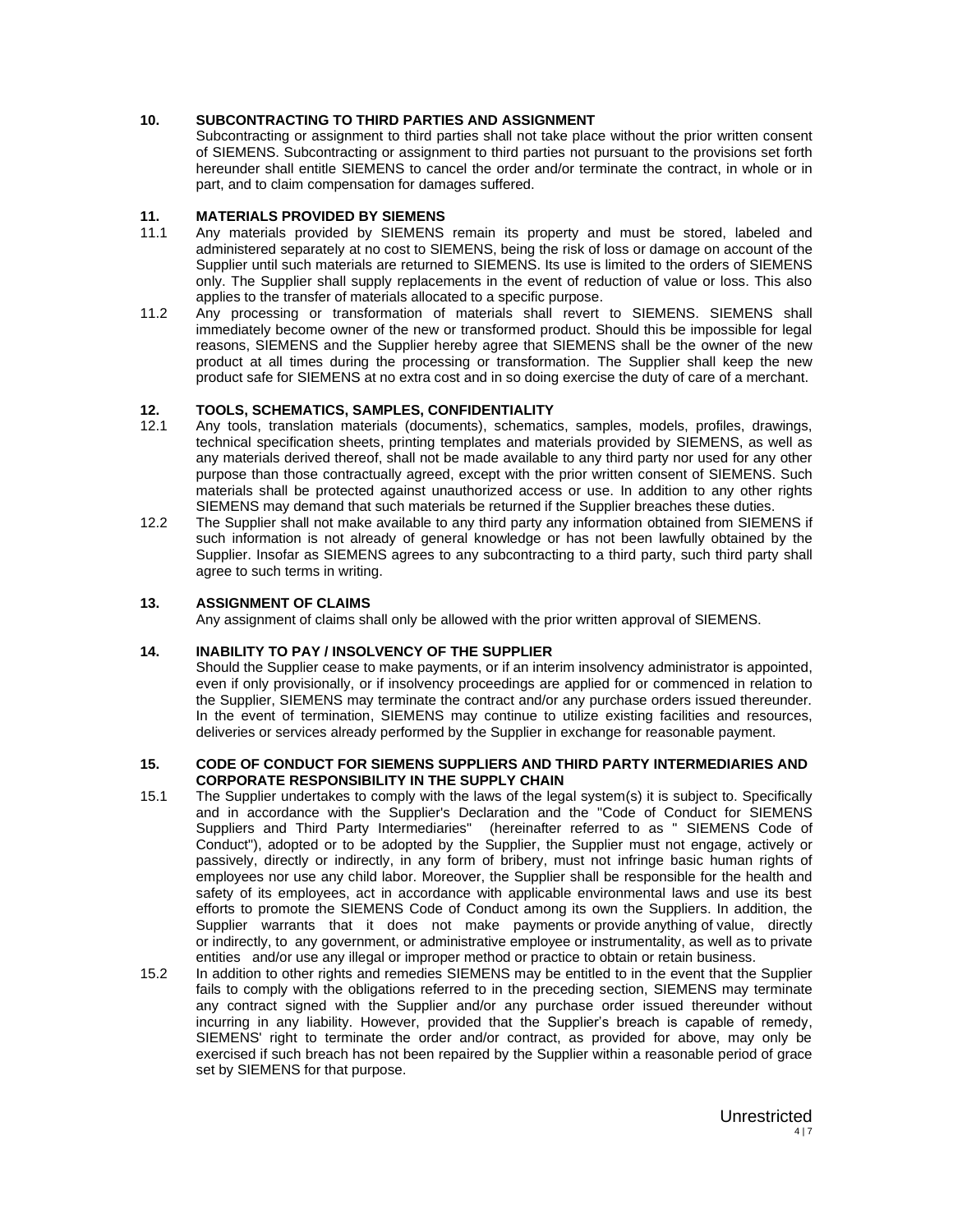## 10. SUBCONTRACTING TO THIRD PARTIES AND ASSIGNMENT

Subcontracting or assignment to third parties shall not take place without the prior written consent of SIEMENS. Subcontracting or assignment to third parties not pursuant to the provisions set forth hereunder shall entitle SIEMENS to cancel the order and/or terminate the contract, in whole or in part, and to claim compensation for damages suffered.

## 11. MATERIALS PROVIDED BY SIEMENS

11.1 Any materials provided by SIEMENS remain its property and must be stored, labeled and administered separately at no cost to SIEMENS, being the risk of loss or damage on account of the Supplier until such materials are returned to SIEMENS. Its use is limited to the orders of SIEMENS only. The Supplier shall supply replacements in the event of reduction of value or loss. This also applies to the transfer of materials allocated to a specific purpose.

11.2 Any processing or transformation of materials shall revert to SIEMENS. SIEMENS shall immediately become owner of the new or transformed product. Should this be impossible for legal reasons, SIEMENS and the Supplier hereby agree that SIEMENS shall be the owner of the new product at all times during the processing or transformation. The Supplier shall keep the new product safe for SIEMENS at no extra cost and in so doing exercise the duty of care of a merchant.

## 12. TOOLS, SCHEMATICS, SAMPLES, CONFIDENTIALITY

12.1 Any tools, translation materials (documents), schematics, samples, models, profiles, drawings, technical specification sheets, printing templates and materials provided by SIEMENS, as well as any materials derived thereof, shall not be made available to any third party nor used for any other purpose than those contractually agreed, except with the prior written consent of SIEMENS. Such materials shall be protected against unauthorized access or use. In addition to any other rights SIEMENS may demand that such materials be returned if the Supplier breaches these duties.

12.2 The Supplier shall not make available to any third party any information obtained from SIEMENS if such information is not already of general knowledge or has not been lawfully obtained by the Supplier. Insofar as SIEMENS agrees to any subcontracting to a third party, such third party shall agree to such terms in writing.

## 13. ASSIGNMENT OF CLAIMS

Any assignment of claims shall only be allowed with the prior written approval of SIEMENS.

## 14. INABILITY TO PAY / INSOLVENCY OF THE SUPPLIER

Should the Supplier cease to make payments, or if an interim insolvency administrator is appointed, even if only provisionally, or if insolvency proceedings are applied for or commenced in relation to the Supplier, SIEMENS may terminate the contract and/or any purchase orders issued thereunder. In the event of termination, SIEMENS may continue to utilize existing facilities and resources, deliveries or services already performed by the Supplier in exchange for reasonable payment.

## 15. CODE OF CONDUCT FOR SIEMENS SUPPLIERS AND THIRD PARTY INTERMEDIARIES AND CORPORATE RESPONSIBILITY IN THE SUPPLY CHAIN

15.1 The Supplier undertakes to comply with the laws of the legal system(s) it is subject to. Specifically and in accordance with the Supplier's Declaration and the "Code of Conduct for SIEMENS Suppliers and Third Party Intermediaries" (hereinafter referred to as " SIEMENS Code of Conduct"), adopted or to be adopted by the Supplier, the Supplier must not engage, actively or passively, directly or indirectly, in any form of bribery, must not infringe basic human rights of employees nor use any child labor. Moreover, the Supplier shall be responsible for the health and safety of its employees, act in accordance with applicable environmental laws and use its best efforts to promote the SIEMENS Code of Conduct among its own the Suppliers. In addition, the Supplier warrants that it does not make payments or provide anything of value, directly or indirectly, to any government, or administrative employee or instrumentality, as well as to private entities and/or use any illegal or improper method or practice to obtain or retain business.

15.2 In addition to other rights and remedies SIEMENS may be entitled to in the event that the Supplier fails to comply with the obligations referred to in the preceding section, SIEMENS may terminate any contract signed with the Supplier and/or any purchase order issued thereunder without incurring in any liability. However, provided that the Supplier's breach is capable of remedy, SIEMENS' right to terminate the order and/or contract, as provided for above, may only be exercised if such breach has not been repaired by the Supplier within a reasonable period of grace set by SIEMENS for that purpose.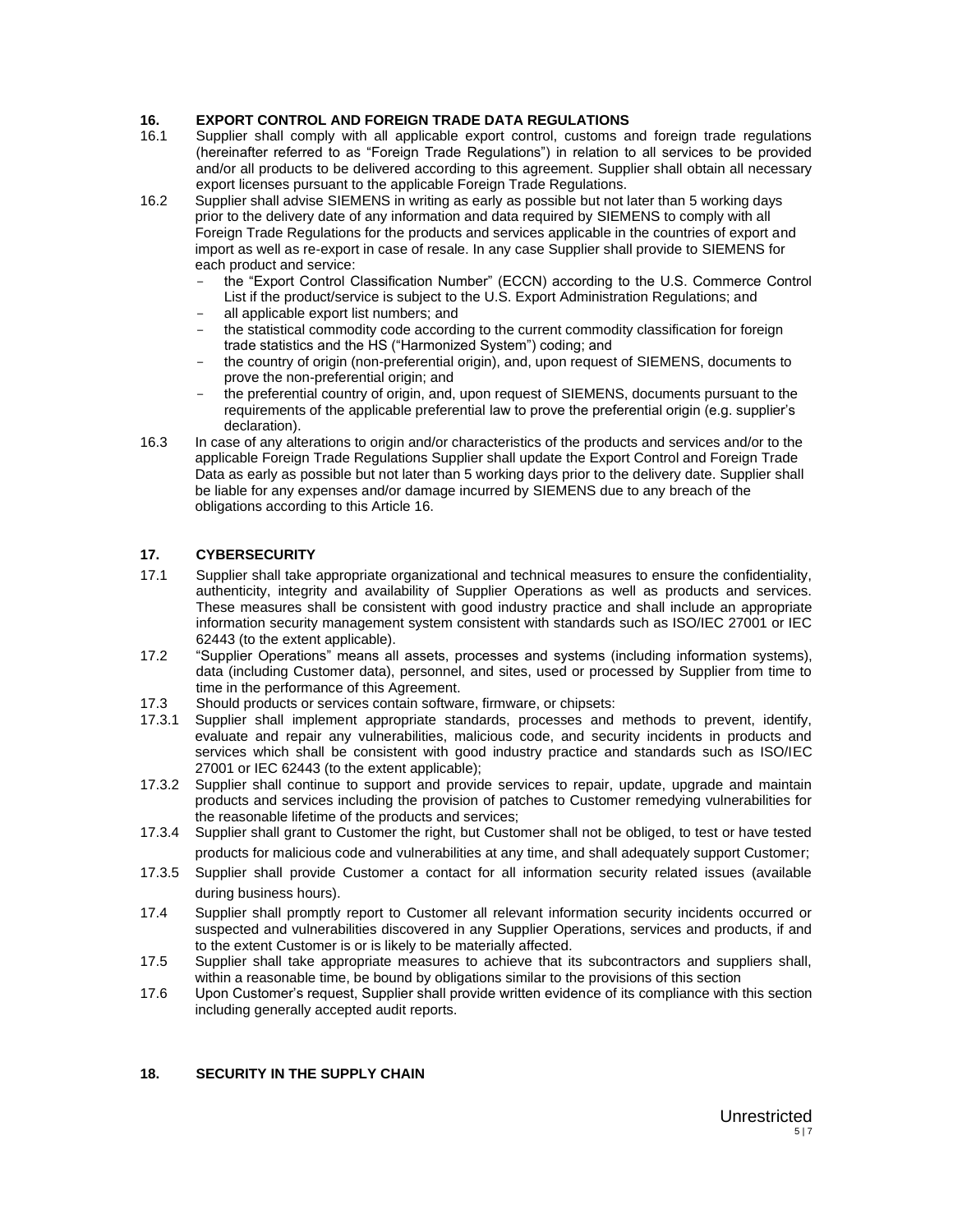## 16. EXPORT CONTROL AND FOREIGN TRADE DATA REGULATIONS

16.1 Supplier shall comply with all applicable export control, customs and foreign trade regulations (hereinafter referred to as "Foreign Trade Regulations") in relation to all services to be provided and/or all products to be delivered according to this agreement. Supplier shall obtain all necessary export licenses pursuant to the applicable Foreign Trade Regulations.

16.2 Supplier shall advise SIEMENS in writing as early as possible but not later than 5 working days prior to the delivery date of any information and data required by SIEMENS to comply with all Foreign Trade Regulations for the products and services applicable in the countries of export and import as well as re-export in case of resale. In any case Supplier shall provide to SIEMENS for each product and service:

- the "Export Control Classification Number" (ECCN) according to the U.S. Commerce Control List if the product/service is subject to the U.S. Export Administration Regulations; and
- all applicable export list numbers; and
- the statistical commodity code according to the current commodity classification for foreign trade statistics and the HS ("Harmonized System") coding; and
- the country of origin (non-preferential origin), and, upon request of SIEMENS, documents to prove the non-preferential origin; and
- the preferential country of origin, and, upon request of SIEMENS, documents pursuant to the requirements of the applicable preferential law to prove the preferential origin (e.g. supplier's declaration).

16.3 In case of any alterations to origin and/or characteristics of the products and services and/or to the applicable Foreign Trade Regulations Supplier shall update the Export Control and Foreign Trade Data as early as possible but not later than 5 working days prior to the delivery date. Supplier shall be liable for any expenses and/or damage incurred by SIEMENS due to any breach of the obligations according to this Article 16.

## 17. CYBERSECURITY

17.1 Supplier shall take appropriate organizational and technical measures to ensure the confidentiality, authenticity, integrity and availability of Supplier Operations as well as products and services. These measures shall be consistent with good industry practice and shall include an appropriate information security management system consistent with standards such as ISO/IEC 27001 or IEC 62443 (to the extent applicable).

17.2 "Supplier Operations" means all assets, processes and systems (including information systems), data (including Customer data), personnel, and sites, used or processed by Supplier from time to time in the performance of this Agreement.

17.3 Should products or services contain software, firmware, or chipsets:

17.3.1 Supplier shall implement appropriate standards, processes and methods to prevent, identify, evaluate and repair any vulnerabilities, malicious code, and security incidents in products and services which shall be consistent with good industry practice and standards such as ISO/IEC 27001 or IEC 62443 (to the extent applicable);

17.3.2 Supplier shall continue to support and provide services to repair, update, upgrade and maintain products and services including the provision of patches to Customer remedying vulnerabilities for the reasonable lifetime of the products and services;

17.3.4 Supplier shall grant to Customer the right, but Customer shall not be obliged, to test or have tested products for malicious code and vulnerabilities at any time, and shall adequately support Customer;

17.3.5 Supplier shall provide Customer a contact for all information security related issues (available during business hours).

17.4 Supplier shall promptly report to Customer all relevant information security incidents occurred or suspected and vulnerabilities discovered in any Supplier Operations, services and products, if and to the extent Customer is or is likely to be materially affected.

17.5 Supplier shall take appropriate measures to achieve that its subcontractors and suppliers shall, within a reasonable time, be bound by obligations similar to the provisions of this section

17.6 Upon Customer's request, Supplier shall provide written evidence of its compliance with this section including generally accepted audit reports.

## 18. SECURITY IN THE SUPPLY CHAIN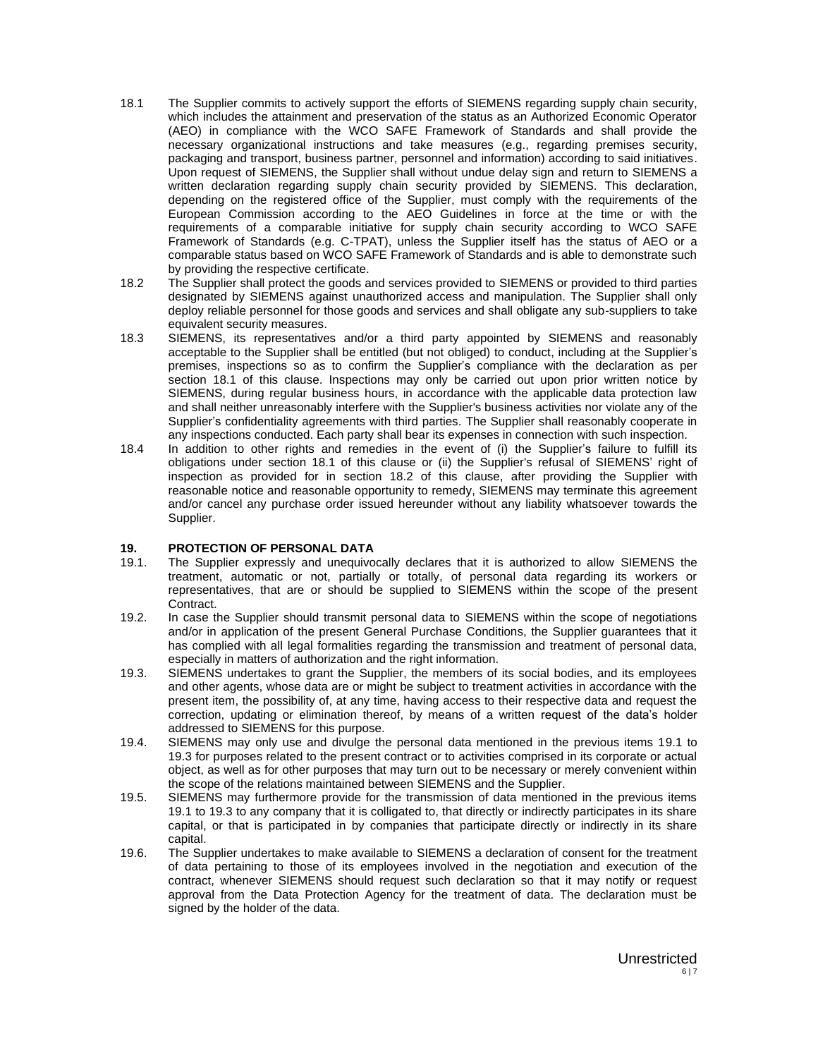18.1 The Supplier commits to actively support the efforts of SIEMENS regarding supply chain security, which includes the attainment and preservation of the status as an Authorized Economic Operator (AEO) in compliance with the WCO SAFE Framework of Standards and shall provide the necessary organizational instructions and take measures (e.g., regarding premises security, packaging and transport, business partner, personnel and information) according to said initiatives. Upon request of SIEMENS, the Supplier shall without undue delay sign and return to SIEMENS a written declaration regarding supply chain security provided by SIEMENS. This declaration, depending on the registered office of the Supplier, must comply with the requirements of the European Commission according to the AEO Guidelines in force at the time or with the requirements of a comparable initiative for supply chain security according to WCO SAFE Framework of Standards (e.g. C-TPAT), unless the Supplier itself has the status of AEO or a comparable status based on WCO SAFE Framework of Standards and is able to demonstrate such by providing the respective certificate.

18.2 The Supplier shall protect the goods and services provided to SIEMENS or provided to third parties designated by SIEMENS against unauthorized access and manipulation. The Supplier shall only deploy reliable personnel for those goods and services and shall obligate any sub-suppliers to take equivalent security measures.

18.3 SIEMENS, its representatives and/or a third party appointed by SIEMENS and reasonably acceptable to the Supplier shall be entitled (but not obliged) to conduct, including at the Supplier's premises, inspections so as to confirm the Supplier's compliance with the declaration as per section 18.1 of this clause. Inspections may only be carried out upon prior written notice by SIEMENS, during regular business hours, in accordance with the applicable data protection law and shall neither unreasonably interfere with the Supplier's business activities nor violate any of the Supplier's confidentiality agreements with third parties. The Supplier shall reasonably cooperate in any inspections conducted. Each party shall bear its expenses in connection with such inspection.

18.4 In addition to other rights and remedies in the event of (i) the Supplier's failure to fulfill its obligations under section 18.1 of this clause or (ii) the Supplier's refusal of SIEMENS' right of inspection as provided for in section 18.2 of this clause, after providing the Supplier with reasonable notice and reasonable opportunity to remedy, SIEMENS may terminate this agreement and/or cancel any purchase order issued hereunder without any liability whatsoever towards the Supplier.

## 19. PROTECTION OF PERSONAL DATA

19.1. The Supplier expressly and unequivocally declares that it is authorized to allow SIEMENS the treatment, automatic or not, partially or totally, of personal data regarding its workers or representatives, that are or should be supplied to SIEMENS within the scope of the present Contract.

19.2. In case the Supplier should transmit personal data to SIEMENS within the scope of negotiations and/or in application of the present General Purchase Conditions, the Supplier guarantees that it has complied with all legal formalities regarding the transmission and treatment of personal data, especially in matters of authorization and the right information.

19.3. SIEMENS undertakes to grant the Supplier, the members of its social bodies, and its employees and other agents, whose data are or might be subject to treatment activities in accordance with the present item, the possibility of, at any time, having access to their respective data and request the correction, updating or elimination thereof, by means of a written request of the data's holder addressed to SIEMENS for this purpose.

19.4. SIEMENS may only use and divulge the personal data mentioned in the previous items 19.1 to 19.3 for purposes related to the present contract or to activities comprised in its corporate or actual object, as well as for other purposes that may turn out to be necessary or merely convenient within the scope of the relations maintained between SIEMENS and the Supplier.

19.5. SIEMENS may furthermore provide for the transmission of data mentioned in the previous items 19.1 to 19.3 to any company that it is colligated to, that directly or indirectly participates in its share capital, or that is participated in by companies that participate directly or indirectly in its share capital.

19.6. The Supplier undertakes to make available to SIEMENS a declaration of consent for the treatment of data pertaining to those of its employees involved in the negotiation and execution of the contract, whenever SIEMENS should request such declaration so that it may notify or request approval from the Data Protection Agency for the treatment of data. The declaration must be signed by the holder of the data.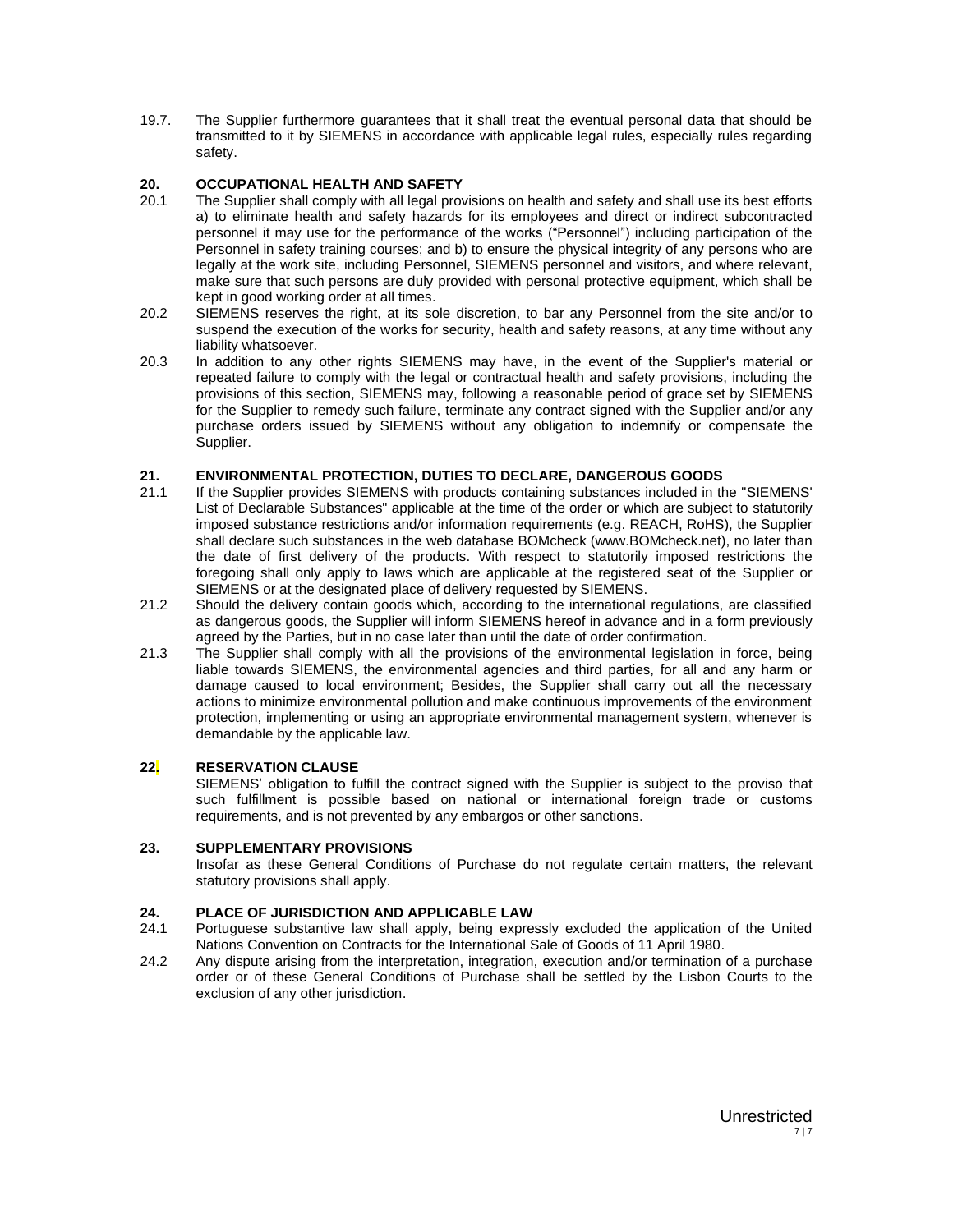19.7. The Supplier furthermore guarantees that it shall treat the eventual personal data that should be transmitted to it by SIEMENS in accordance with applicable legal rules, especially rules regarding safety.

## 20. OCCUPATIONAL HEALTH AND SAFETY

20.1 The Supplier shall comply with all legal provisions on health and safety and shall use its best efforts a) to eliminate health and safety hazards for its employees and direct or indirect subcontracted personnel it may use for the performance of the works ("Personnel") including participation of the Personnel in safety training courses; and b) to ensure the physical integrity of any persons who are legally at the work site, including Personnel, SIEMENS personnel and visitors, and where relevant, make sure that such persons are duly provided with personal protective equipment, which shall be kept in good working order at all times.

20.2 SIEMENS reserves the right, at its sole discretion, to bar any Personnel from the site and/or to suspend the execution of the works for security, health and safety reasons, at any time without any liability whatsoever.

20.3 In addition to any other rights SIEMENS may have, in the event of the Supplier's material or repeated failure to comply with the legal or contractual health and safety provisions, including the provisions of this section, SIEMENS may, following a reasonable period of grace set by SIEMENS for the Supplier to remedy such failure, terminate any contract signed with the Supplier and/or any purchase orders issued by SIEMENS without any obligation to indemnify or compensate the Supplier.

## 21. ENVIRONMENTAL PROTECTION, DUTIES TO DECLARE, DANGEROUS GOODS

21.1 If the Supplier provides SIEMENS with products containing substances included in the "SIEMENS' List of Declarable Substances" applicable at the time of the order or which are subject to statutorily imposed substance restrictions and/or information requirements (e.g. REACH, RoHS), the Supplier shall declare such substances in the web database BOMcheck (www.BOMcheck.net), no later than the date of first delivery of the products. With respect to statutorily imposed restrictions the foregoing shall only apply to laws which are applicable at the registered seat of the Supplier or SIEMENS or at the designated place of delivery requested by SIEMENS.

21.2 Should the delivery contain goods which, according to the international regulations, are classified as dangerous goods, the Supplier will inform SIEMENS hereof in advance and in a form previously agreed by the Parties, but in no case later than until the date of order confirmation.

21.3 The Supplier shall comply with all the provisions of the environmental legislation in force, being liable towards SIEMENS, the environmental agencies and third parties, for all and any harm or damage caused to local environment; Besides, the Supplier shall carry out all the necessary actions to minimize environmental pollution and make continuous improvements of the environment protection, implementing or using an appropriate environmental management system, whenever is demandable by the applicable law.

## 22. RESERVATION CLAUSE

SIEMENS' obligation to fulfill the contract signed with the Supplier is subject to the proviso that such fulfillment is possible based on national or international foreign trade or customs requirements, and is not prevented by any embargos or other sanctions.

## 23. SUPPLEMENTARY PROVISIONS

Insofar as these General Conditions of Purchase do not regulate certain matters, the relevant statutory provisions shall apply.

## 24. PLACE OF JURISDICTION AND APPLICABLE LAW

24.1 Portuguese substantive law shall apply, being expressly excluded the application of the United Nations Convention on Contracts for the International Sale of Goods of 11 April 1980.

24.2 Any dispute arising from the interpretation, integration, execution and/or termination of a purchase order or of these General Conditions of Purchase shall be settled by the Lisbon Courts to the exclusion of any other jurisdiction.